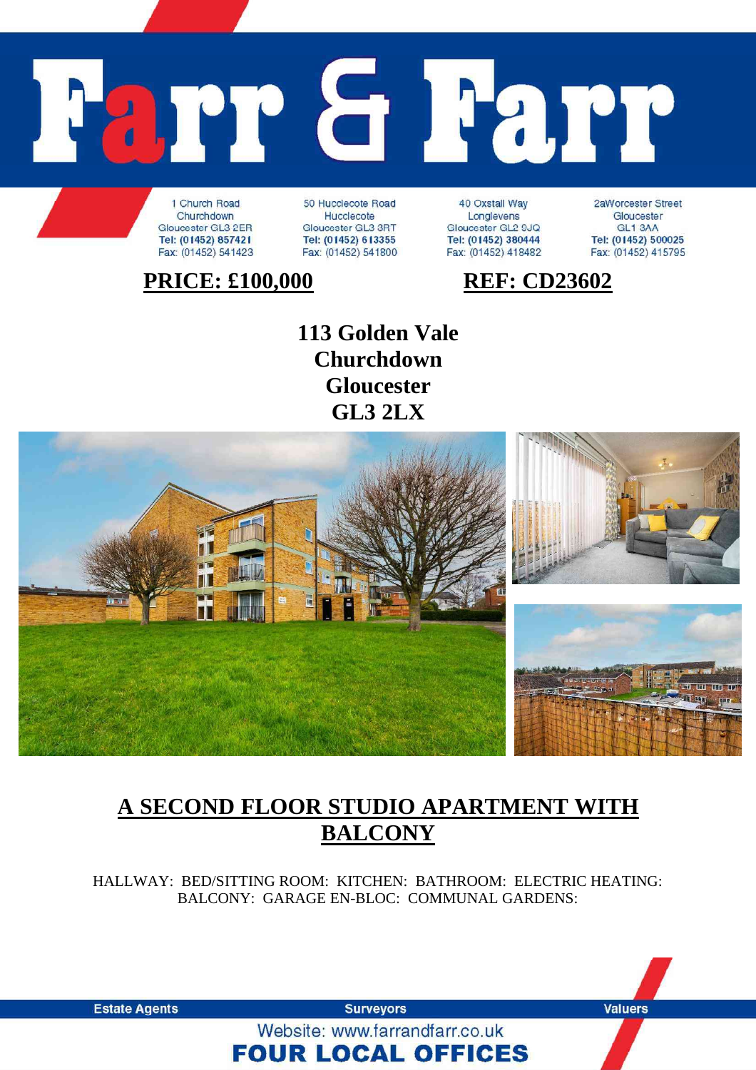# Farr & Farr

1 Church Road
Churchdown
Gloucester GL3 2ER
**Tel: (01452) 857421**
Fax: (01452) 541423

50 Hucclecote Road
Hucclecote
Gloucester GL3 3RT
**Tel: (01452) 613355**
Fax: (01452) 541800

40 Oxstall Way
Longlevens
Gloucester GL2 9JQ
**Tel: (01452) 380444**
Fax: (01452) 418482

2aWorcester Street
Gloucester
GL1 3AA
**Tel: (01452) 500025**
Fax: (01452) 415795

**PRICE: £100,000** **REF: CD23602**

**113 Golden Vale**
**Churchdown**
**Gloucester**
**GL3 2LX**

## A SECOND FLOOR STUDIO APARTMENT WITH BALCONY

HALLWAY: BED/SITTING ROOM: KITCHEN: BATHROOM: ELECTRIC HEATING: BALCONY: GARAGE EN-BLOC: COMMUNAL GARDENS:

**Estate Agents** **Surveyors** **Valuers**

Website: www.farrandfarr.co.uk

**FOUR LOCAL OFFICES**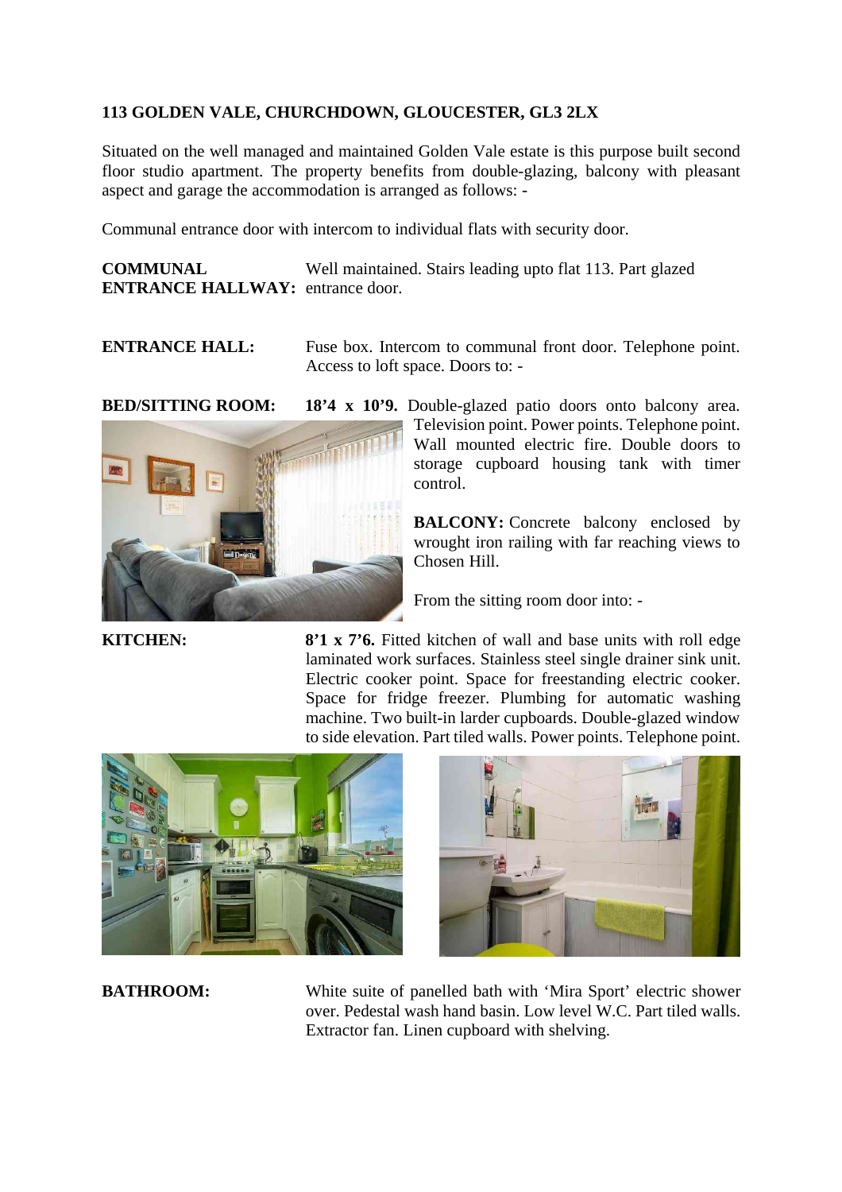**113 GOLDEN VALE, CHURCHDOWN, GLOUCESTER, GL3 2LX**

Situated on the well managed and maintained Golden Vale estate is this purpose built second floor studio apartment. The property benefits from double-glazing, balcony with pleasant aspect and garage the accommodation is arranged as follows: -

Communal entrance door with intercom to individual flats with security door.

**COMMUNAL ENTRANCE HALLWAY:** Well maintained. Stairs leading upto flat 113. Part glazed entrance door.

**ENTRANCE HALL:** Fuse box. Intercom to communal front door. Telephone point. Access to loft space. Doors to: -

**BED/SITTING ROOM:** **18'4 x 10'9.** Double-glazed patio doors onto balcony area. Television point. Power points. Telephone point. Wall mounted electric fire. Double doors to storage cupboard housing tank with timer control.

**BALCONY:** Concrete balcony enclosed by wrought iron railing with far reaching views to Chosen Hill.

From the sitting room door into: -

**KITCHEN:** **8'1 x 7'6.** Fitted kitchen of wall and base units with roll edge laminated work surfaces. Stainless steel single drainer sink unit. Electric cooker point. Space for freestanding electric cooker. Space for fridge freezer. Plumbing for automatic washing machine. Two built-in larder cupboards. Double-glazed window to side elevation. Part tiled walls. Power points. Telephone point.

**BATHROOM:** White suite of panelled bath with 'Mira Sport' electric shower over. Pedestal wash hand basin. Low level W.C. Part tiled walls. Extractor fan. Linen cupboard with shelving.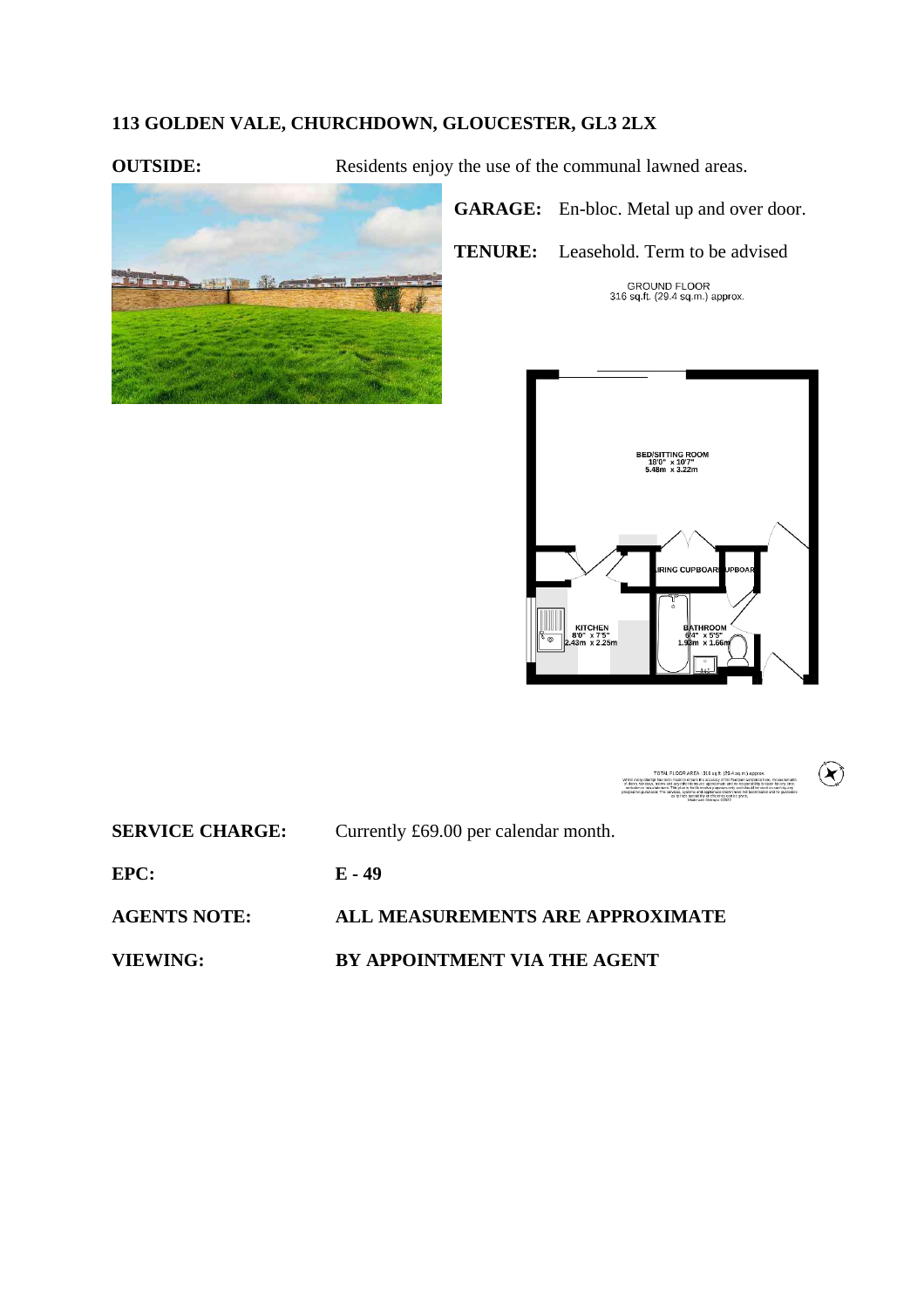**113 GOLDEN VALE, CHURCHDOWN, GLOUCESTER, GL3 2LX**

**OUTSIDE:** Residents enjoy the use of the communal lawned areas.

**GARAGE:** En-bloc. Metal up and over door.

**TENURE:** Leasehold. Term to be advised

GROUND FLOOR
316 sq.ft. (29.4 sq.m.) approx.

BED/SITTING ROOM
18'0" x 10'7"
5.48m x 3.22m

AIRING CUPBOARD

CUPBOARD

KITCHEN
8'0" x 7'5"
2.43m x 2.25m

BATHROOM
6'4" x 5'5"
1.93m x 1.66m

TOTAL FLOOR AREA : 316 sq.ft. (29.4 sq.m.) approx.

**SERVICE CHARGE:** Currently £69.00 per calendar month.

**EPC:** **E - 49**

**AGENTS NOTE:** **ALL MEASUREMENTS ARE APPROXIMATE**

**VIEWING:** **BY APPOINTMENT VIA THE AGENT**